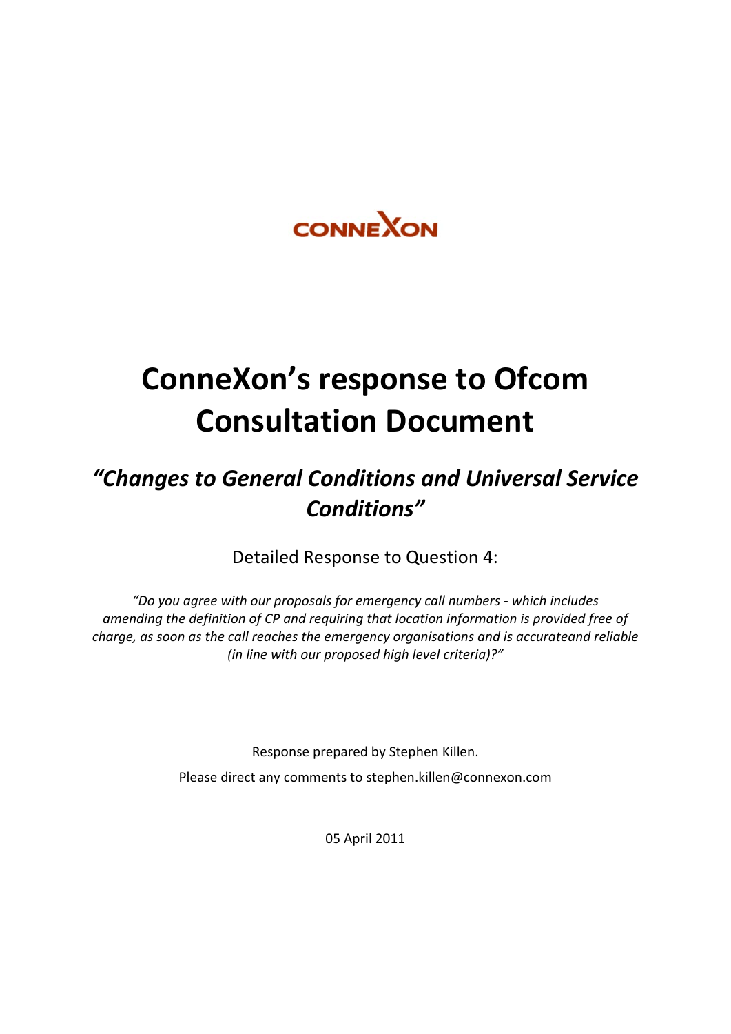CONNEXON

# ConneXon's response to Ofcom Consultation Document

## *"Changes to General Conditions and Universal Service Conditions"*

Detailed Response to Question 4:

*"Do you agree with our proposals for emergency call numbers - which includes amending the definition of CP and requiring that location information is provided free of charge, as soon as the call reaches the emergency organisations and is accurateand reliable (in line with our proposed high level criteria)?"*

Response prepared by Stephen Killen.

Please direct any comments to stephen.killen@connexon.com

05 April 2011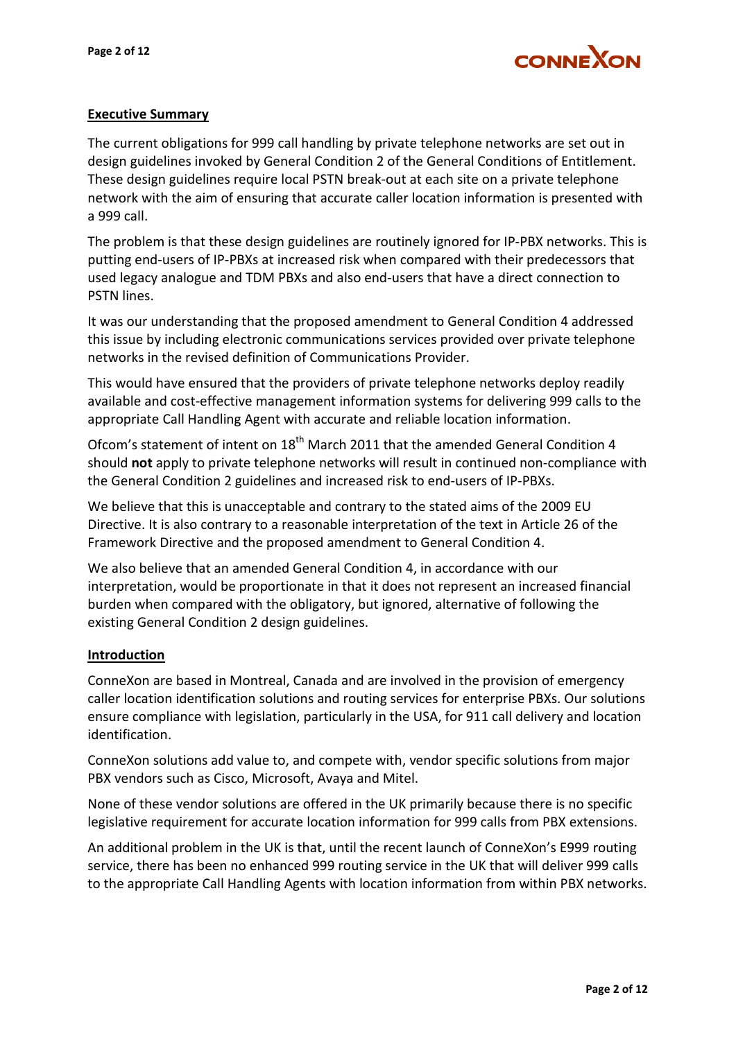## Executive Summary

The current obligations for 999 call handling by private telephone networks are set out in design guidelines invoked by General Condition 2 of the General Conditions of Entitlement. These design guidelines require local PSTN break-out at each site on a private telephone network with the aim of ensuring that accurate caller location information is presented with a 999 call.

The problem is that these design guidelines are routinely ignored for IP-PBX networks. This is putting end-users of IP-PBXs at increased risk when compared with their predecessors that used legacy analogue and TDM PBXs and also end-users that have a direct connection to PSTN lines.

It was our understanding that the proposed amendment to General Condition 4 addressed this issue by including electronic communications services provided over private telephone networks in the revised definition of Communications Provider.

This would have ensured that the providers of private telephone networks deploy readily available and cost-effective management information systems for delivering 999 calls to the appropriate Call Handling Agent with accurate and reliable location information.

Ofcom's statement of intent on 18th March 2011 that the amended General Condition 4 should **not** apply to private telephone networks will result in continued non-compliance with the General Condition 2 guidelines and increased risk to end-users of IP-PBXs.

We believe that this is unacceptable and contrary to the stated aims of the 2009 EU Directive. It is also contrary to a reasonable interpretation of the text in Article 26 of the Framework Directive and the proposed amendment to General Condition 4.

We also believe that an amended General Condition 4, in accordance with our interpretation, would be proportionate in that it does not represent an increased financial burden when compared with the obligatory, but ignored, alternative of following the existing General Condition 2 design guidelines.

## Introduction

ConneXon are based in Montreal, Canada and are involved in the provision of emergency caller location identification solutions and routing services for enterprise PBXs. Our solutions ensure compliance with legislation, particularly in the USA, for 911 call delivery and location identification.

ConneXon solutions add value to, and compete with, vendor specific solutions from major PBX vendors such as Cisco, Microsoft, Avaya and Mitel.

None of these vendor solutions are offered in the UK primarily because there is no specific legislative requirement for accurate location information for 999 calls from PBX extensions.

An additional problem in the UK is that, until the recent launch of ConneXon's E999 routing service, there has been no enhanced 999 routing service in the UK that will deliver 999 calls to the appropriate Call Handling Agents with location information from within PBX networks.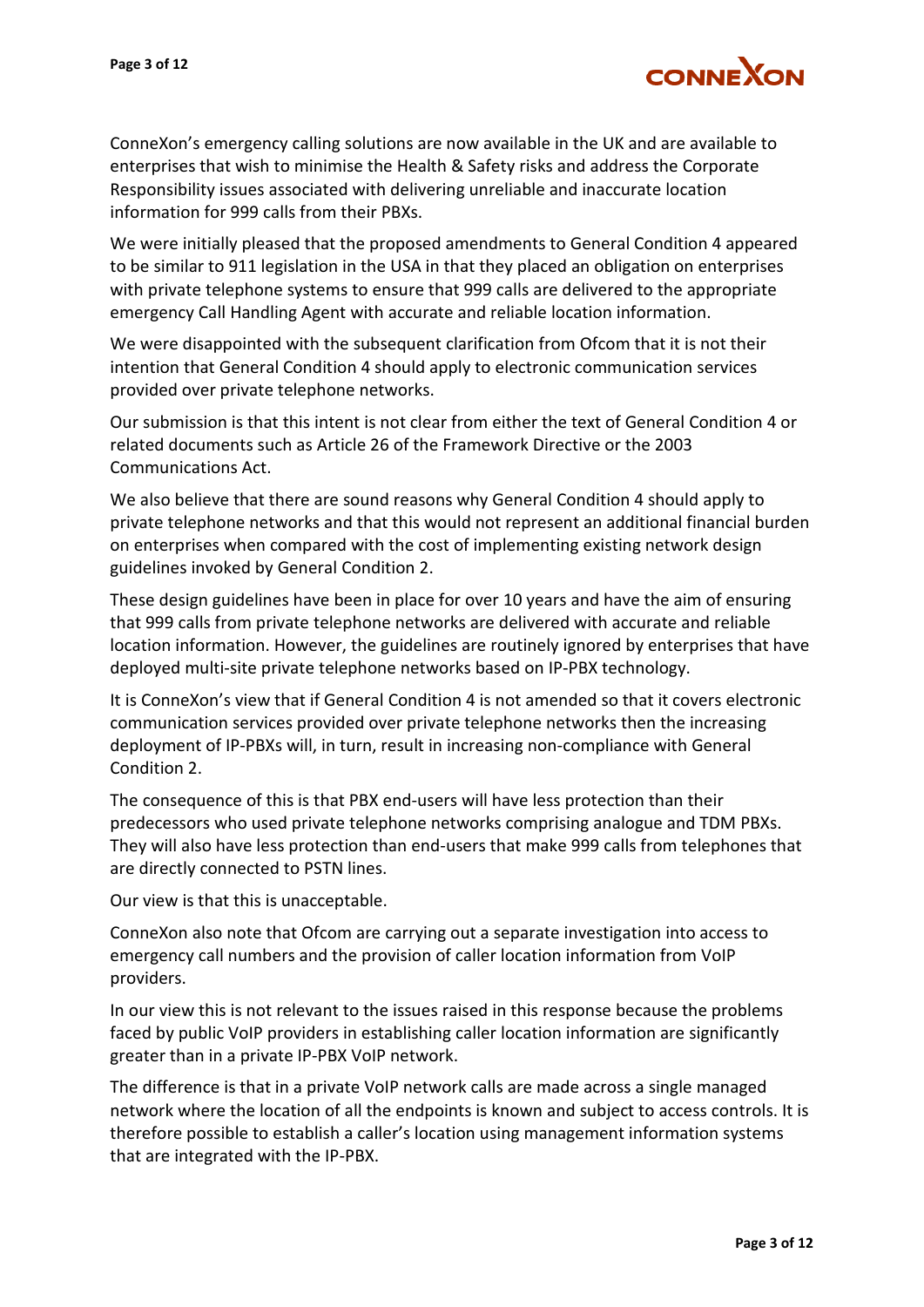ConneXon's emergency calling solutions are now available in the UK and are available to enterprises that wish to minimise the Health & Safety risks and address the Corporate Responsibility issues associated with delivering unreliable and inaccurate location information for 999 calls from their PBXs.

We were initially pleased that the proposed amendments to General Condition 4 appeared to be similar to 911 legislation in the USA in that they placed an obligation on enterprises with private telephone systems to ensure that 999 calls are delivered to the appropriate emergency Call Handling Agent with accurate and reliable location information.

We were disappointed with the subsequent clarification from Ofcom that it is not their intention that General Condition 4 should apply to electronic communication services provided over private telephone networks.

Our submission is that this intent is not clear from either the text of General Condition 4 or related documents such as Article 26 of the Framework Directive or the 2003 Communications Act.

We also believe that there are sound reasons why General Condition 4 should apply to private telephone networks and that this would not represent an additional financial burden on enterprises when compared with the cost of implementing existing network design guidelines invoked by General Condition 2.

These design guidelines have been in place for over 10 years and have the aim of ensuring that 999 calls from private telephone networks are delivered with accurate and reliable location information. However, the guidelines are routinely ignored by enterprises that have deployed multi-site private telephone networks based on IP-PBX technology.

It is ConneXon's view that if General Condition 4 is not amended so that it covers electronic communication services provided over private telephone networks then the increasing deployment of IP-PBXs will, in turn, result in increasing non-compliance with General Condition 2.

The consequence of this is that PBX end-users will have less protection than their predecessors who used private telephone networks comprising analogue and TDM PBXs. They will also have less protection than end-users that make 999 calls from telephones that are directly connected to PSTN lines.

Our view is that this is unacceptable.

ConneXon also note that Ofcom are carrying out a separate investigation into access to emergency call numbers and the provision of caller location information from VoIP providers.

In our view this is not relevant to the issues raised in this response because the problems faced by public VoIP providers in establishing caller location information are significantly greater than in a private IP-PBX VoIP network.

The difference is that in a private VoIP network calls are made across a single managed network where the location of all the endpoints is known and subject to access controls. It is therefore possible to establish a caller's location using management information systems that are integrated with the IP-PBX.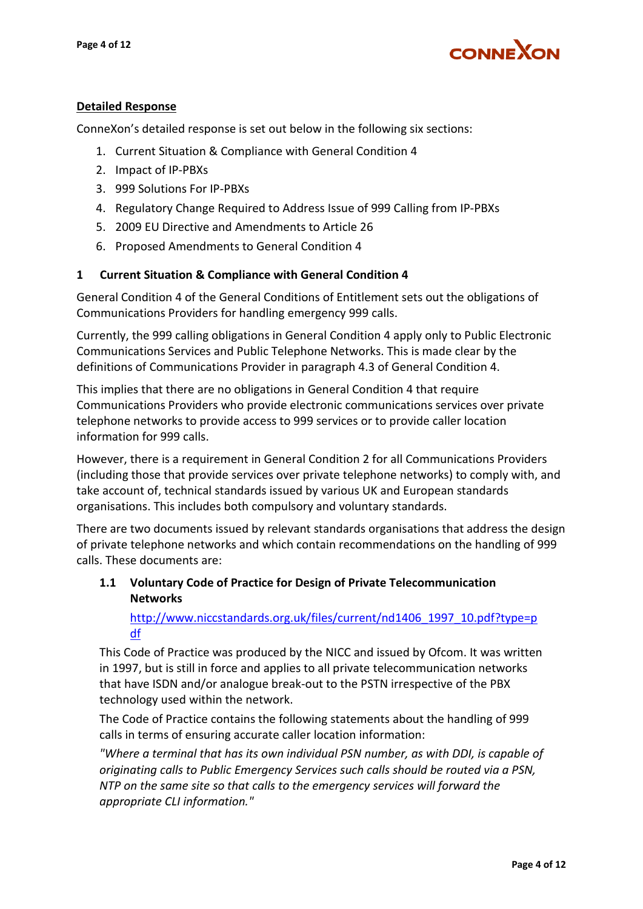**Detailed Response**

ConneXon's detailed response is set out below in the following six sections:

1. Current Situation & Compliance with General Condition 4
2. Impact of IP-PBXs
3. 999 Solutions For IP-PBXs
4. Regulatory Change Required to Address Issue of 999 Calling from IP-PBXs
5. 2009 EU Directive and Amendments to Article 26
6. Proposed Amendments to General Condition 4

## 1 Current Situation & Compliance with General Condition 4

General Condition 4 of the General Conditions of Entitlement sets out the obligations of Communications Providers for handling emergency 999 calls.

Currently, the 999 calling obligations in General Condition 4 apply only to Public Electronic Communications Services and Public Telephone Networks. This is made clear by the definitions of Communications Provider in paragraph 4.3 of General Condition 4.

This implies that there are no obligations in General Condition 4 that require Communications Providers who provide electronic communications services over private telephone networks to provide access to 999 services or to provide caller location information for 999 calls.

However, there is a requirement in General Condition 2 for all Communications Providers (including those that provide services over private telephone networks) to comply with, and take account of, technical standards issued by various UK and European standards organisations. This includes both compulsory and voluntary standards.

There are two documents issued by relevant standards organisations that address the design of private telephone networks and which contain recommendations on the handling of 999 calls. These documents are:

### 1.1 Voluntary Code of Practice for Design of Private Telecommunication Networks

http://www.niccstandards.org.uk/files/current/nd1406_1997_10.pdf?type=pdf

This Code of Practice was produced by the NICC and issued by Ofcom. It was written in 1997, but is still in force and applies to all private telecommunication networks that have ISDN and/or analogue break-out to the PSTN irrespective of the PBX technology used within the network.

The Code of Practice contains the following statements about the handling of 999 calls in terms of ensuring accurate caller location information:

*"Where a terminal that has its own individual PSN number, as with DDI, is capable of originating calls to Public Emergency Services such calls should be routed via a PSN, NTP on the same site so that calls to the emergency services will forward the appropriate CLI information."*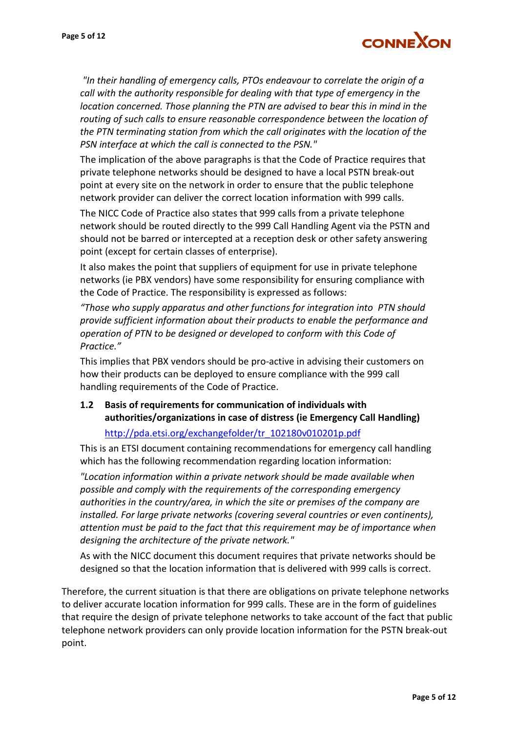*"In their handling of emergency calls, PTOs endeavour to correlate the origin of a call with the authority responsible for dealing with that type of emergency in the location concerned. Those planning the PTN are advised to bear this in mind in the routing of such calls to ensure reasonable correspondence between the location of the PTN terminating station from which the call originates with the location of the PSN interface at which the call is connected to the PSN."*

The implication of the above paragraphs is that the Code of Practice requires that private telephone networks should be designed to have a local PSTN break-out point at every site on the network in order to ensure that the public telephone network provider can deliver the correct location information with 999 calls.

The NICC Code of Practice also states that 999 calls from a private telephone network should be routed directly to the 999 Call Handling Agent via the PSTN and should not be barred or intercepted at a reception desk or other safety answering point (except for certain classes of enterprise).

It also makes the point that suppliers of equipment for use in private telephone networks (ie PBX vendors) have some responsibility for ensuring compliance with the Code of Practice. The responsibility is expressed as follows:

*"Those who supply apparatus and other functions for integration into PTN should provide sufficient information about their products to enable the performance and operation of PTN to be designed or developed to conform with this Code of Practice."*

This implies that PBX vendors should be pro-active in advising their customers on how their products can be deployed to ensure compliance with the 999 call handling requirements of the Code of Practice.

### 1.2 Basis of requirements for communication of individuals with authorities/organizations in case of distress (ie Emergency Call Handling)

http://pda.etsi.org/exchangefolder/tr_102180v010201p.pdf

This is an ETSI document containing recommendations for emergency call handling which has the following recommendation regarding location information:

*"Location information within a private network should be made available when possible and comply with the requirements of the corresponding emergency authorities in the country/area, in which the site or premises of the company are installed. For large private networks (covering several countries or even continents), attention must be paid to the fact that this requirement may be of importance when designing the architecture of the private network."*

As with the NICC document this document requires that private networks should be designed so that the location information that is delivered with 999 calls is correct.

Therefore, the current situation is that there are obligations on private telephone networks to deliver accurate location information for 999 calls. These are in the form of guidelines that require the design of private telephone networks to take account of the fact that public telephone network providers can only provide location information for the PSTN break-out point.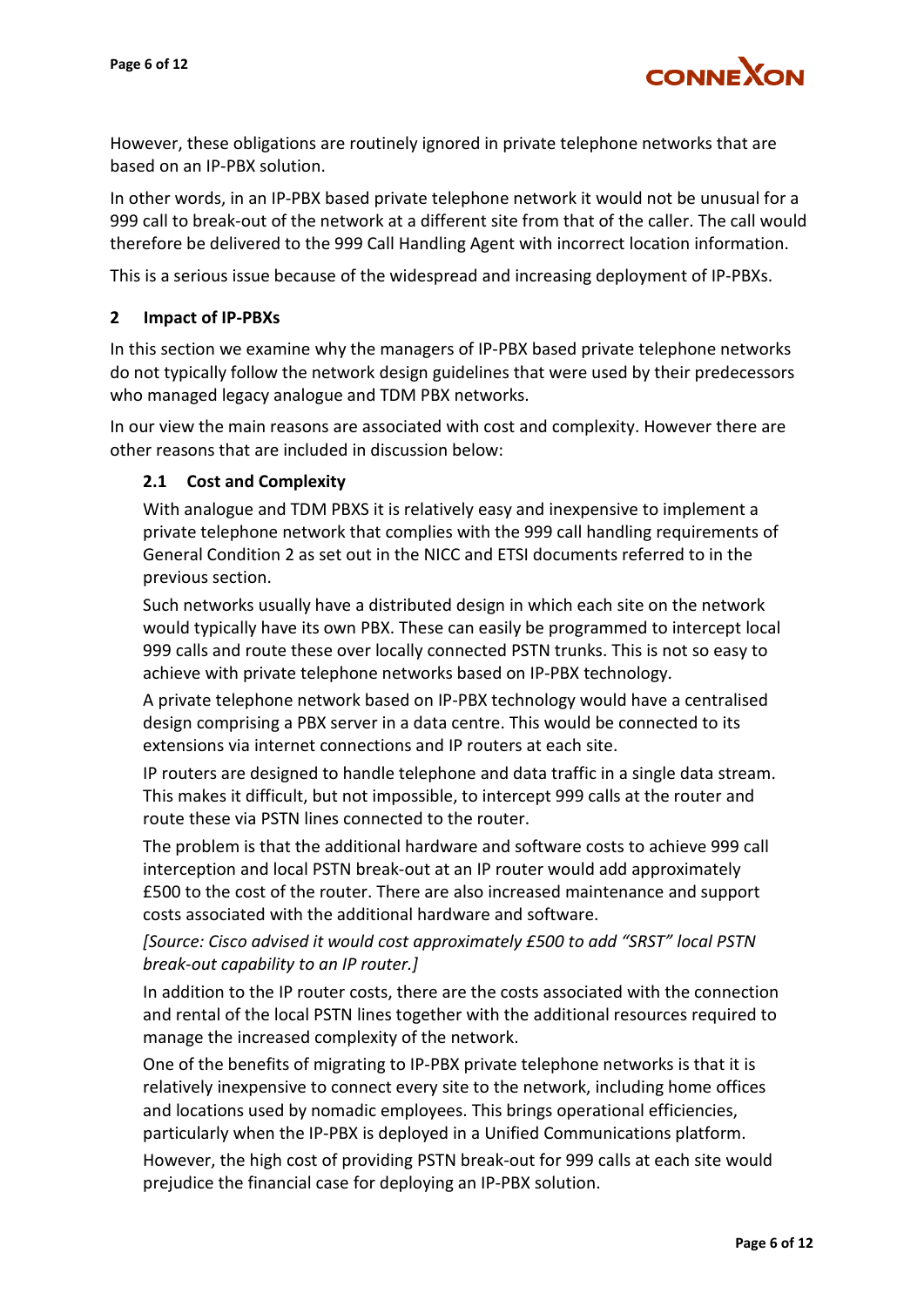However, these obligations are routinely ignored in private telephone networks that are based on an IP-PBX solution.

In other words, in an IP-PBX based private telephone network it would not be unusual for a 999 call to break-out of the network at a different site from that of the caller. The call would therefore be delivered to the 999 Call Handling Agent with incorrect location information.

This is a serious issue because of the widespread and increasing deployment of IP-PBXs.

## 2 Impact of IP-PBXs

In this section we examine why the managers of IP-PBX based private telephone networks do not typically follow the network design guidelines that were used by their predecessors who managed legacy analogue and TDM PBX networks.

In our view the main reasons are associated with cost and complexity. However there are other reasons that are included in discussion below:

### 2.1 Cost and Complexity

With analogue and TDM PBXS it is relatively easy and inexpensive to implement a private telephone network that complies with the 999 call handling requirements of General Condition 2 as set out in the NICC and ETSI documents referred to in the previous section.

Such networks usually have a distributed design in which each site on the network would typically have its own PBX. These can easily be programmed to intercept local 999 calls and route these over locally connected PSTN trunks. This is not so easy to achieve with private telephone networks based on IP-PBX technology.

A private telephone network based on IP-PBX technology would have a centralised design comprising a PBX server in a data centre. This would be connected to its extensions via internet connections and IP routers at each site.

IP routers are designed to handle telephone and data traffic in a single data stream. This makes it difficult, but not impossible, to intercept 999 calls at the router and route these via PSTN lines connected to the router.

The problem is that the additional hardware and software costs to achieve 999 call interception and local PSTN break-out at an IP router would add approximately £500 to the cost of the router. There are also increased maintenance and support costs associated with the additional hardware and software.

*[Source: Cisco advised it would cost approximately £500 to add "SRST" local PSTN break-out capability to an IP router.]*

In addition to the IP router costs, there are the costs associated with the connection and rental of the local PSTN lines together with the additional resources required to manage the increased complexity of the network.

One of the benefits of migrating to IP-PBX private telephone networks is that it is relatively inexpensive to connect every site to the network, including home offices and locations used by nomadic employees. This brings operational efficiencies, particularly when the IP-PBX is deployed in a Unified Communications platform.

However, the high cost of providing PSTN break-out for 999 calls at each site would prejudice the financial case for deploying an IP-PBX solution.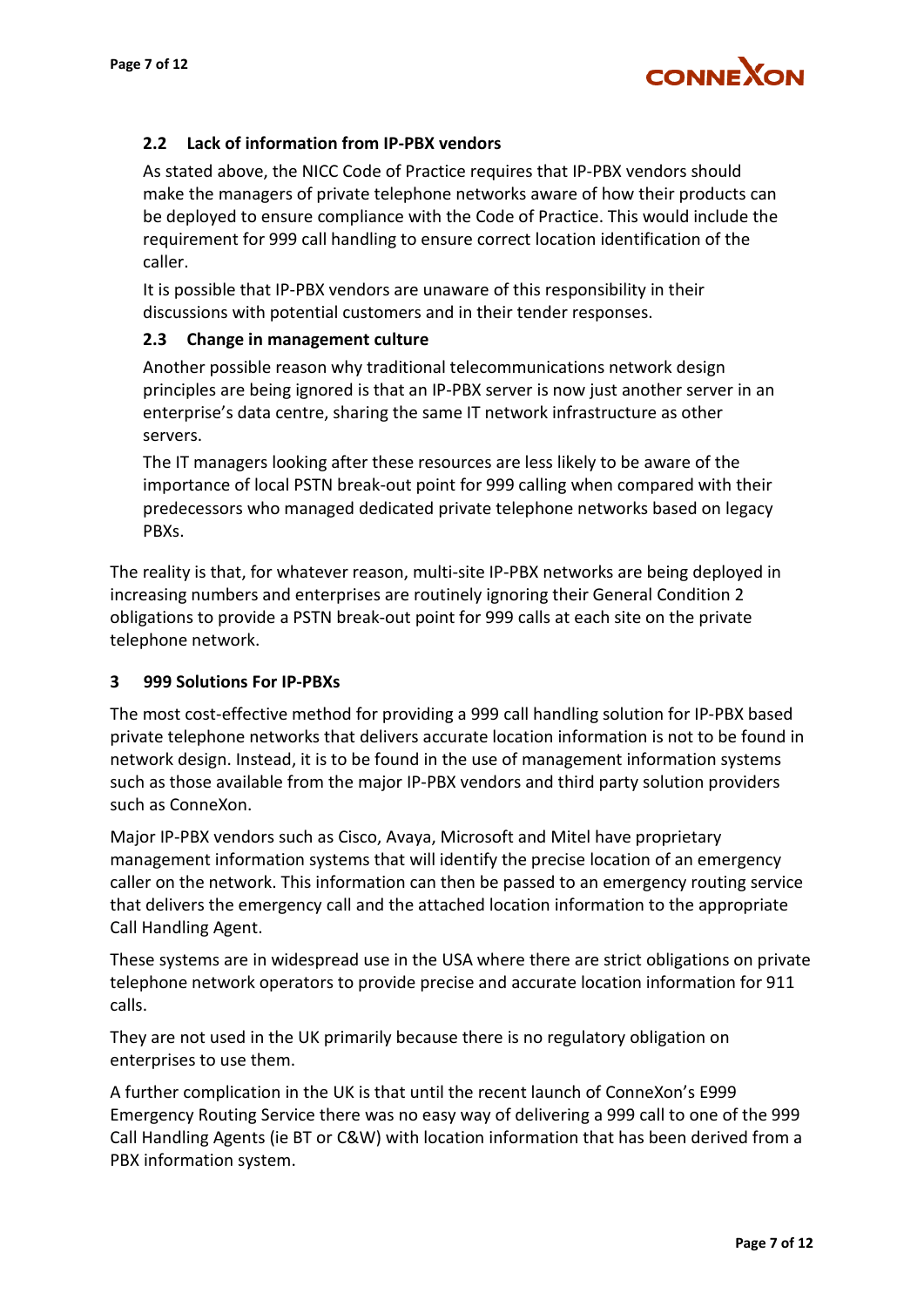### 2.2 Lack of information from IP-PBX vendors

As stated above, the NICC Code of Practice requires that IP-PBX vendors should make the managers of private telephone networks aware of how their products can be deployed to ensure compliance with the Code of Practice. This would include the requirement for 999 call handling to ensure correct location identification of the caller.

It is possible that IP-PBX vendors are unaware of this responsibility in their discussions with potential customers and in their tender responses.

### 2.3 Change in management culture

Another possible reason why traditional telecommunications network design principles are being ignored is that an IP-PBX server is now just another server in an enterprise's data centre, sharing the same IT network infrastructure as other servers.

The IT managers looking after these resources are less likely to be aware of the importance of local PSTN break-out point for 999 calling when compared with their predecessors who managed dedicated private telephone networks based on legacy PBXs.

The reality is that, for whatever reason, multi-site IP-PBX networks are being deployed in increasing numbers and enterprises are routinely ignoring their General Condition 2 obligations to provide a PSTN break-out point for 999 calls at each site on the private telephone network.

## 3 999 Solutions For IP-PBXs

The most cost-effective method for providing a 999 call handling solution for IP-PBX based private telephone networks that delivers accurate location information is not to be found in network design. Instead, it is to be found in the use of management information systems such as those available from the major IP-PBX vendors and third party solution providers such as ConneXon.

Major IP-PBX vendors such as Cisco, Avaya, Microsoft and Mitel have proprietary management information systems that will identify the precise location of an emergency caller on the network. This information can then be passed to an emergency routing service that delivers the emergency call and the attached location information to the appropriate Call Handling Agent.

These systems are in widespread use in the USA where there are strict obligations on private telephone network operators to provide precise and accurate location information for 911 calls.

They are not used in the UK primarily because there is no regulatory obligation on enterprises to use them.

A further complication in the UK is that until the recent launch of ConneXon's E999 Emergency Routing Service there was no easy way of delivering a 999 call to one of the 999 Call Handling Agents (ie BT or C&W) with location information that has been derived from a PBX information system.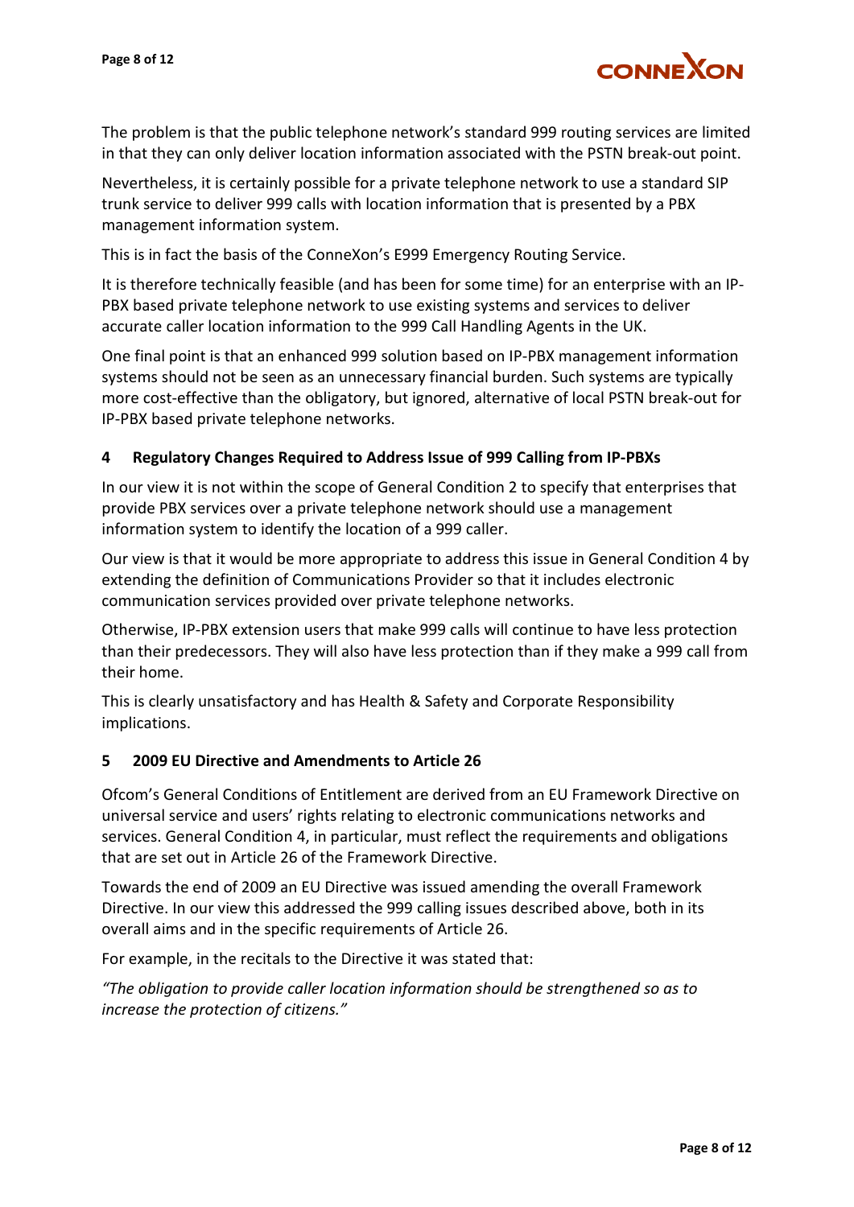The problem is that the public telephone network's standard 999 routing services are limited in that they can only deliver location information associated with the PSTN break-out point.

Nevertheless, it is certainly possible for a private telephone network to use a standard SIP trunk service to deliver 999 calls with location information that is presented by a PBX management information system.

This is in fact the basis of the ConneXon's E999 Emergency Routing Service.

It is therefore technically feasible (and has been for some time) for an enterprise with an IP-PBX based private telephone network to use existing systems and services to deliver accurate caller location information to the 999 Call Handling Agents in the UK.

One final point is that an enhanced 999 solution based on IP-PBX management information systems should not be seen as an unnecessary financial burden. Such systems are typically more cost-effective than the obligatory, but ignored, alternative of local PSTN break-out for IP-PBX based private telephone networks.

## 4 Regulatory Changes Required to Address Issue of 999 Calling from IP-PBXs

In our view it is not within the scope of General Condition 2 to specify that enterprises that provide PBX services over a private telephone network should use a management information system to identify the location of a 999 caller.

Our view is that it would be more appropriate to address this issue in General Condition 4 by extending the definition of Communications Provider so that it includes electronic communication services provided over private telephone networks.

Otherwise, IP-PBX extension users that make 999 calls will continue to have less protection than their predecessors. They will also have less protection than if they make a 999 call from their home.

This is clearly unsatisfactory and has Health & Safety and Corporate Responsibility implications.

## 5 2009 EU Directive and Amendments to Article 26

Ofcom's General Conditions of Entitlement are derived from an EU Framework Directive on universal service and users' rights relating to electronic communications networks and services. General Condition 4, in particular, must reflect the requirements and obligations that are set out in Article 26 of the Framework Directive.

Towards the end of 2009 an EU Directive was issued amending the overall Framework Directive. In our view this addressed the 999 calling issues described above, both in its overall aims and in the specific requirements of Article 26.

For example, in the recitals to the Directive it was stated that:

*"The obligation to provide caller location information should be strengthened so as to increase the protection of citizens."*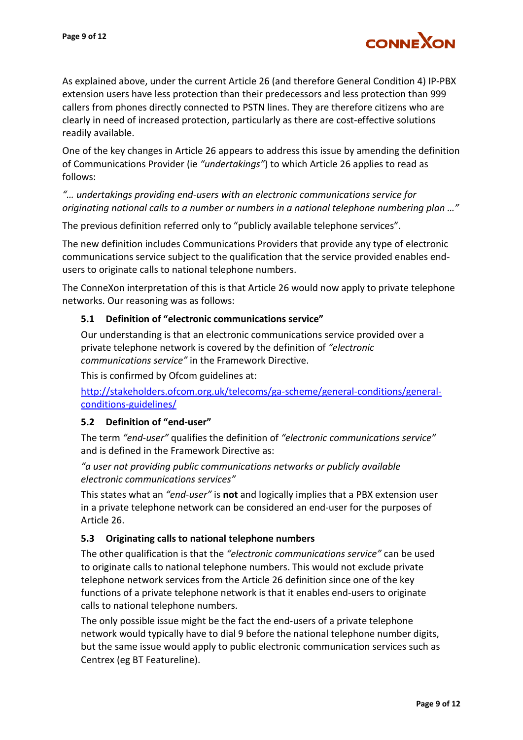As explained above, under the current Article 26 (and therefore General Condition 4) IP-PBX extension users have less protection than their predecessors and less protection than 999 callers from phones directly connected to PSTN lines. They are therefore citizens who are clearly in need of increased protection, particularly as there are cost-effective solutions readily available.

One of the key changes in Article 26 appears to address this issue by amending the definition of Communications Provider (ie *"undertakings"*) to which Article 26 applies to read as follows:

*"… undertakings providing end-users with an electronic communications service for originating national calls to a number or numbers in a national telephone numbering plan …"*

The previous definition referred only to "publicly available telephone services".

The new definition includes Communications Providers that provide any type of electronic communications service subject to the qualification that the service provided enables end-users to originate calls to national telephone numbers.

The ConneXon interpretation of this is that Article 26 would now apply to private telephone networks. Our reasoning was as follows:

### 5.1 Definition of "electronic communications service"

Our understanding is that an electronic communications service provided over a private telephone network is covered by the definition of *"electronic communications service"* in the Framework Directive.

This is confirmed by Ofcom guidelines at:

[http://stakeholders.ofcom.org.uk/telecoms/ga-scheme/general-conditions/general-conditions-guidelines/](http://stakeholders.ofcom.org.uk/telecoms/ga-scheme/general-conditions/general-conditions-guidelines/)

### 5.2 Definition of "end-user"

The term *"end-user"* qualifies the definition of *"electronic communications service"* and is defined in the Framework Directive as:

*"a user not providing public communications networks or publicly available electronic communications services"*

This states what an *"end-user"* is **not** and logically implies that a PBX extension user in a private telephone network can be considered an end-user for the purposes of Article 26.

### 5.3 Originating calls to national telephone numbers

The other qualification is that the *"electronic communications service"* can be used to originate calls to national telephone numbers. This would not exclude private telephone network services from the Article 26 definition since one of the key functions of a private telephone network is that it enables end-users to originate calls to national telephone numbers.

The only possible issue might be the fact the end-users of a private telephone network would typically have to dial 9 before the national telephone number digits, but the same issue would apply to public electronic communication services such as Centrex (eg BT Featureline).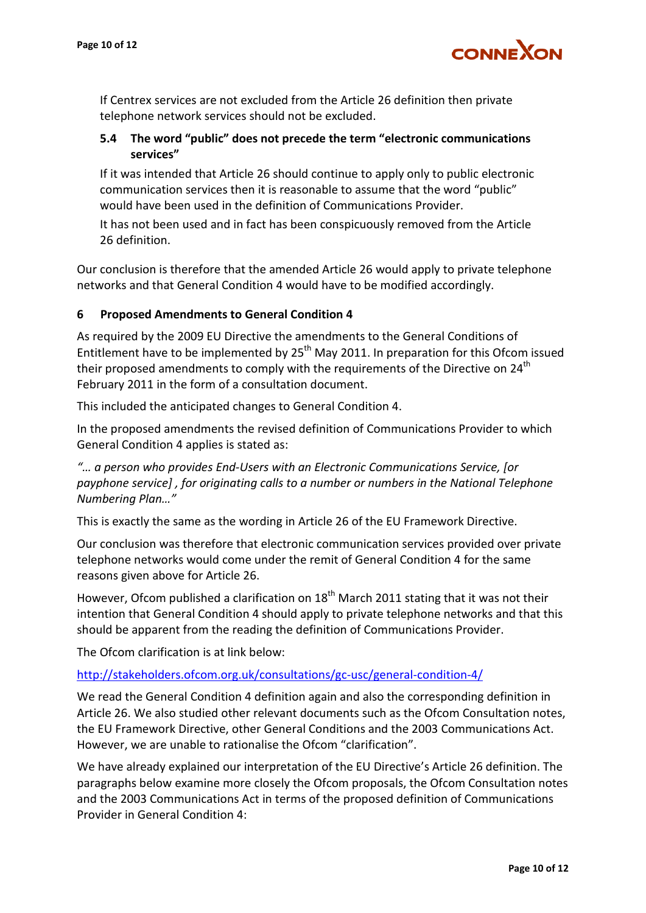If Centrex services are not excluded from the Article 26 definition then private telephone network services should not be excluded.

### 5.4 The word "public" does not precede the term "electronic communications services"

If it was intended that Article 26 should continue to apply only to public electronic communication services then it is reasonable to assume that the word "public" would have been used in the definition of Communications Provider.

It has not been used and in fact has been conspicuously removed from the Article 26 definition.

Our conclusion is therefore that the amended Article 26 would apply to private telephone networks and that General Condition 4 would have to be modified accordingly.

## 6 Proposed Amendments to General Condition 4

As required by the 2009 EU Directive the amendments to the General Conditions of Entitlement have to be implemented by 25th May 2011. In preparation for this Ofcom issued their proposed amendments to comply with the requirements of the Directive on 24th February 2011 in the form of a consultation document.

This included the anticipated changes to General Condition 4.

In the proposed amendments the revised definition of Communications Provider to which General Condition 4 applies is stated as:

*"… a person who provides End-Users with an Electronic Communications Service, [or payphone service] , for originating calls to a number or numbers in the National Telephone Numbering Plan…"*

This is exactly the same as the wording in Article 26 of the EU Framework Directive.

Our conclusion was therefore that electronic communication services provided over private telephone networks would come under the remit of General Condition 4 for the same reasons given above for Article 26.

However, Ofcom published a clarification on 18th March 2011 stating that it was not their intention that General Condition 4 should apply to private telephone networks and that this should be apparent from the reading the definition of Communications Provider.

The Ofcom clarification is at link below:

http://stakeholders.ofcom.org.uk/consultations/gc-usc/general-condition-4/

We read the General Condition 4 definition again and also the corresponding definition in Article 26. We also studied other relevant documents such as the Ofcom Consultation notes, the EU Framework Directive, other General Conditions and the 2003 Communications Act. However, we are unable to rationalise the Ofcom "clarification".

We have already explained our interpretation of the EU Directive's Article 26 definition. The paragraphs below examine more closely the Ofcom proposals, the Ofcom Consultation notes and the 2003 Communications Act in terms of the proposed definition of Communications Provider in General Condition 4: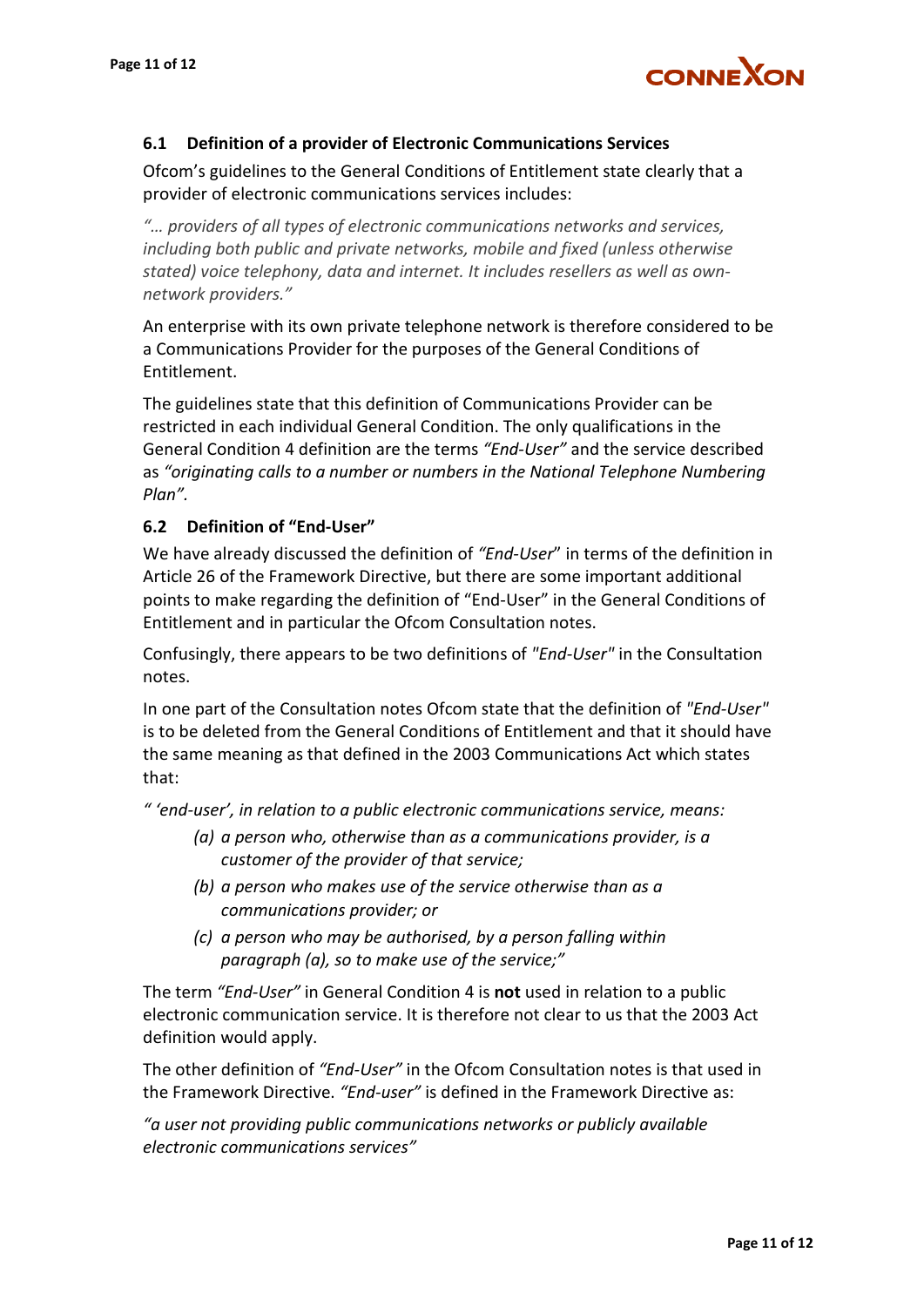### 6.1 Definition of a provider of Electronic Communications Services

Ofcom's guidelines to the General Conditions of Entitlement state clearly that a provider of electronic communications services includes:

*"… providers of all types of electronic communications networks and services, including both public and private networks, mobile and fixed (unless otherwise stated) voice telephony, data and internet. It includes resellers as well as own-network providers."*

An enterprise with its own private telephone network is therefore considered to be a Communications Provider for the purposes of the General Conditions of Entitlement.

The guidelines state that this definition of Communications Provider can be restricted in each individual General Condition. The only qualifications in the General Condition 4 definition are the terms *"End-User"* and the service described as *"originating calls to a number or numbers in the National Telephone Numbering Plan".*

### 6.2 Definition of "End-User"

We have already discussed the definition of *"End-User*" in terms of the definition in Article 26 of the Framework Directive, but there are some important additional points to make regarding the definition of "End-User" in the General Conditions of Entitlement and in particular the Ofcom Consultation notes.

Confusingly, there appears to be two definitions of *"End-User"* in the Consultation notes.

In one part of the Consultation notes Ofcom state that the definition of *"End-User"* is to be deleted from the General Conditions of Entitlement and that it should have the same meaning as that defined in the 2003 Communications Act which states that:

*" 'end-user', in relation to a public electronic communications service, means:*

- *(a) a person who, otherwise than as a communications provider, is a customer of the provider of that service;*
- *(b) a person who makes use of the service otherwise than as a communications provider; or*
- *(c) a person who may be authorised, by a person falling within paragraph (a), so to make use of the service;"*

The term *"End-User"* in General Condition 4 is **not** used in relation to a public electronic communication service. It is therefore not clear to us that the 2003 Act definition would apply.

The other definition of *"End-User"* in the Ofcom Consultation notes is that used in the Framework Directive. *"End-user"* is defined in the Framework Directive as:

*"a user not providing public communications networks or publicly available electronic communications services"*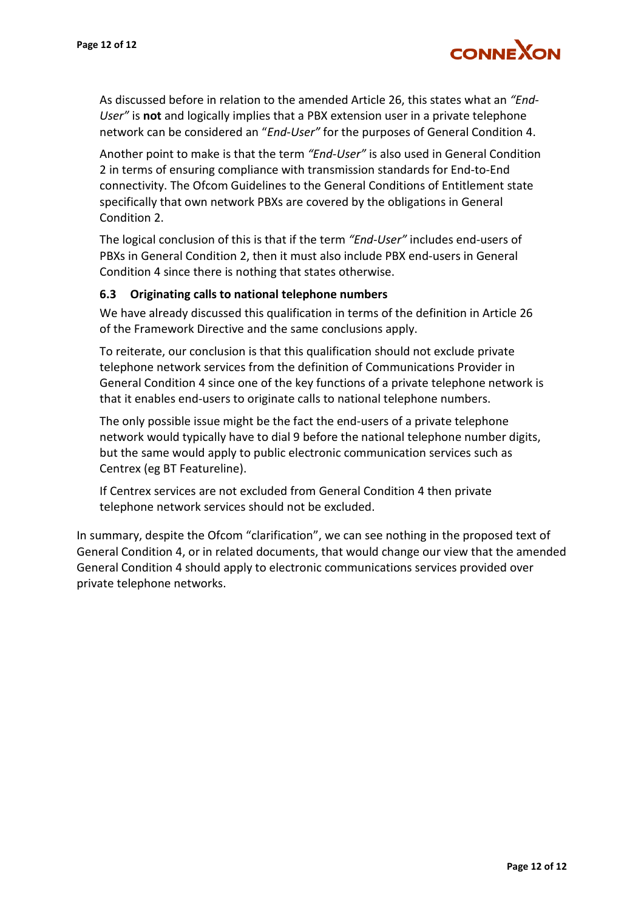As discussed before in relation to the amended Article 26, this states what an *"End-User"* is **not** and logically implies that a PBX extension user in a private telephone network can be considered an "*End-User"* for the purposes of General Condition 4.

Another point to make is that the term *"End-User"* is also used in General Condition 2 in terms of ensuring compliance with transmission standards for End-to-End connectivity. The Ofcom Guidelines to the General Conditions of Entitlement state specifically that own network PBXs are covered by the obligations in General Condition 2.

The logical conclusion of this is that if the term *"End-User"* includes end-users of PBXs in General Condition 2, then it must also include PBX end-users in General Condition 4 since there is nothing that states otherwise.

### 6.3 Originating calls to national telephone numbers

We have already discussed this qualification in terms of the definition in Article 26 of the Framework Directive and the same conclusions apply.

To reiterate, our conclusion is that this qualification should not exclude private telephone network services from the definition of Communications Provider in General Condition 4 since one of the key functions of a private telephone network is that it enables end-users to originate calls to national telephone numbers.

The only possible issue might be the fact the end-users of a private telephone network would typically have to dial 9 before the national telephone number digits, but the same would apply to public electronic communication services such as Centrex (eg BT Featureline).

If Centrex services are not excluded from General Condition 4 then private telephone network services should not be excluded.

In summary, despite the Ofcom "clarification", we can see nothing in the proposed text of General Condition 4, or in related documents, that would change our view that the amended General Condition 4 should apply to electronic communications services provided over private telephone networks.